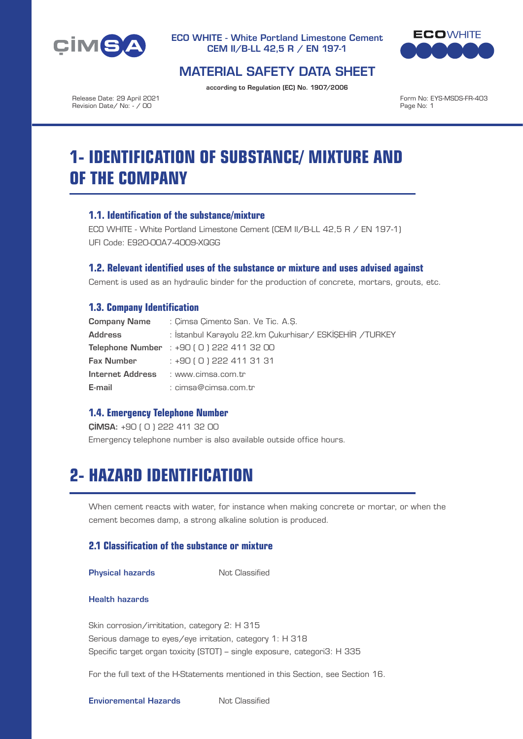ECO WHITE - White Portland Limestone Cement
CEM II/B-LL 42,5 R / EN 197-1

# MATERIAL SAFETY DATA SHEET

according to Regulation (EC) No. 1907/2006

Release Date: 29 April 2021
Revision Date/ No: - / 00

Form No: EYS-MSDS-FR-403

# 1- IDENTIFICATION OF SUBSTANCE/ MIXTURE AND OF THE COMPANY

### 1.1. Identification of the substance/mixture

ECO WHITE - White Portland Limestone Cement (CEM II/B-LL 42,5 R / EN 197-1)
UFI Code: E920-00A7-4009-XQGG

### 1.2. Relevant identified uses of the substance or mixture and uses advised against

Cement is used as an hydraulic binder for the production of concrete, mortars, grouts, etc.

### 1.3. Company Identification

| | |
|---|---|
| **Company Name** | : Çimsa Çimento San. Ve Tic. A.Ş. |
| **Address** | : İstanbul Karayolu 22.km Çukurhisar/ ESKİŞEHİR /TURKEY |
| **Telephone Number** | : +90 ( 0 ) 222 411 32 00 |
| **Fax Number** | : +90 ( 0 ) 222 411 31 31 |
| **Internet Address** | : www.cimsa.com.tr |
| **E-mail** | : cimsa@cimsa.com.tr |

### 1.4. Emergency Telephone Number

**ÇİMSA**: +90 ( 0 ) 222 411 32 00
Emergency telephone number is also available outside office hours.

# 2- HAZARD IDENTIFICATION

When cement reacts with water, for instance when making concrete or mortar, or when the cement becomes damp, a strong alkaline solution is produced.

### 2.1 Classification of the substance or mixture

**Physical hazards** Not Classified

**Health hazards**

Skin corrosion/irrititation, category 2: H 315
Serious damage to eyes/eye irritation, category 1: H 318
Specific target organ toxicity (STOT) – single exposure, categori3: H 335

For the full text of the H-Statements mentioned in this Section, see Section 16.

**Envioremental Hazards** Not Classified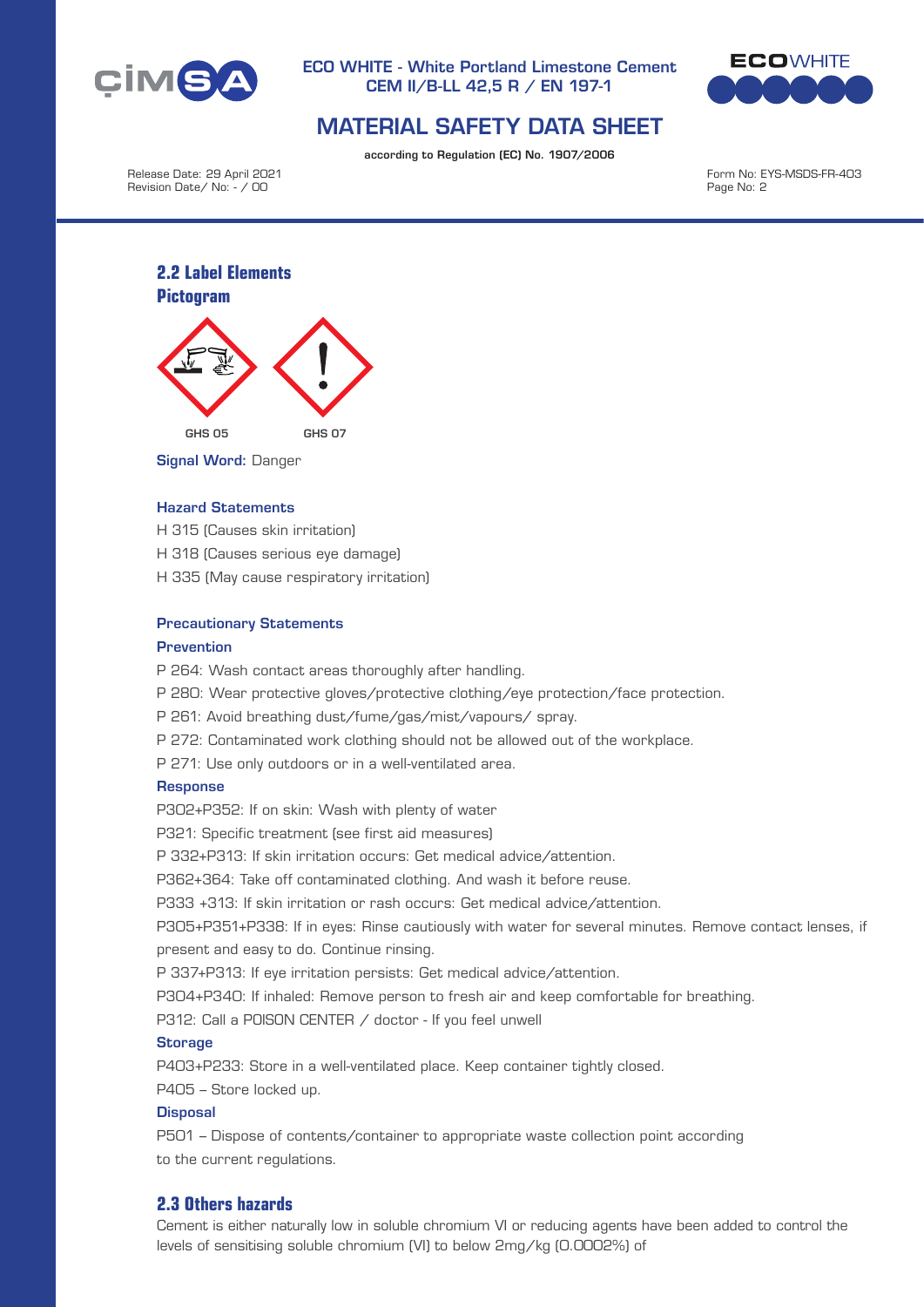## 2.2 Label Elements

### Pictogram

GHS 05 GHS 07

**Signal Word:** Danger

**Hazard Statements**

H 315 (Causes skin irritation)

H 318 (Causes serious eye damage)

H 335 (May cause respiratory irritation)

**Precautionary Statements**

**Prevention**

P 264: Wash contact areas thoroughly after handling.

P 280: Wear protective gloves/protective clothing/eye protection/face protection.

P 261: Avoid breathing dust/fume/gas/mist/vapours/ spray.

P 272: Contaminated work clothing should not be allowed out of the workplace.

P 271: Use only outdoors or in a well-ventilated area.

**Response**

P302+P352: If on skin: Wash with plenty of water

P321: Specific treatment (see first aid measures)

P 332+P313: If skin irritation occurs: Get medical advice/attention.

P362+364: Take off contaminated clothing. And wash it before reuse.

P333 +313: If skin irritation or rash occurs: Get medical advice/attention.

P305+P351+P338: If in eyes: Rinse cautiously with water for several minutes. Remove contact lenses, if present and easy to do. Continue rinsing.

P 337+P313: If eye irritation persists: Get medical advice/attention.

P304+P340: If inhaled: Remove person to fresh air and keep comfortable for breathing.

P312: Call a POISON CENTER / doctor - If you feel unwell

**Storage**

P403+P233: Store in a well-ventilated place. Keep container tightly closed.

P405 – Store locked up.

**Disposal**

P501 – Dispose of contents/container to appropriate waste collection point according to the current regulations.

## 2.3 Others hazards

Cement is either naturally low in soluble chromium VI or reducing agents have been added to control the levels of sensitising soluble chromium (VI) to below 2mg/kg (0.0002%) of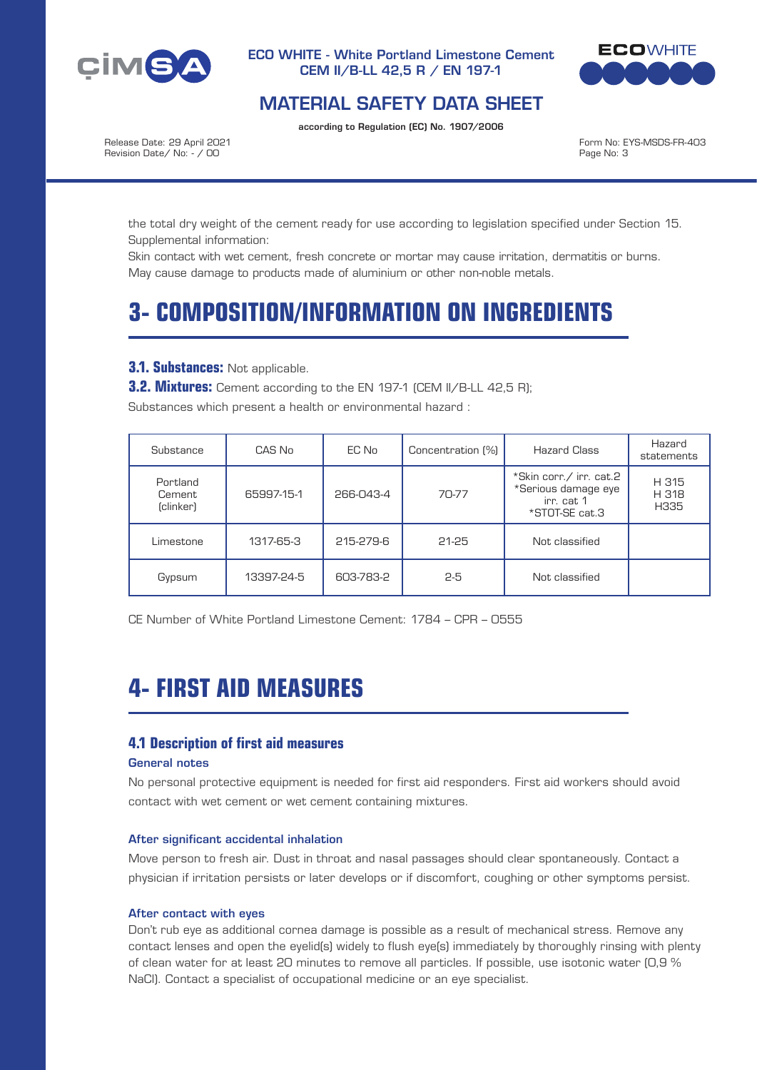the total dry weight of the cement ready for use according to legislation specified under Section 15.
Supplemental information:
Skin contact with wet cement, fresh concrete or mortar may cause irritation, dermatitis or burns.
May cause damage to products made of aluminium or other non-noble metals.

# 3- COMPOSITION/INFORMATION ON INGREDIENTS

**3.1. Substances:** Not applicable.

**3.2. Mixtures:** Cement according to the EN 197-1 (CEM II/B-LL 42,5 R);

Substances which present a health or environmental hazard :

| Substance | CAS No | EC No | Concentration (%) | Hazard Class | Hazard statements |
|---|---|---|---|---|---|
| Portland Cement (clinker) | 65997-15-1 | 266-043-4 | 70-77 | *Skin corr./ irr. cat.2 *Serious damage eye irr. cat 1 *STOT-SE cat.3 | H 315 H 318 H335 |
| Limestone | 1317-65-3 | 215-279-6 | 21-25 | Not classified | |
| Gypsum | 13397-24-5 | 603-783-2 | 2-5 | Not classified | |

CE Number of White Portland Limestone Cement: 1784 – CPR – 0555

# 4- FIRST AID MEASURES

## 4.1 Description of first aid measures

### General notes

No personal protective equipment is needed for first aid responders. First aid workers should avoid contact with wet cement or wet cement containing mixtures.

### After significant accidental inhalation

Move person to fresh air. Dust in throat and nasal passages should clear spontaneously. Contact a physician if irritation persists or later develops or if discomfort, coughing or other symptoms persist.

### After contact with eyes

Don't rub eye as additional cornea damage is possible as a result of mechanical stress. Remove any contact lenses and open the eyelid(s) widely to flush eye(s) immediately by thoroughly rinsing with plenty of clean water for at least 20 minutes to remove all particles. If possible, use isotonic water (0,9 % NaCl). Contact a specialist of occupational medicine or an eye specialist.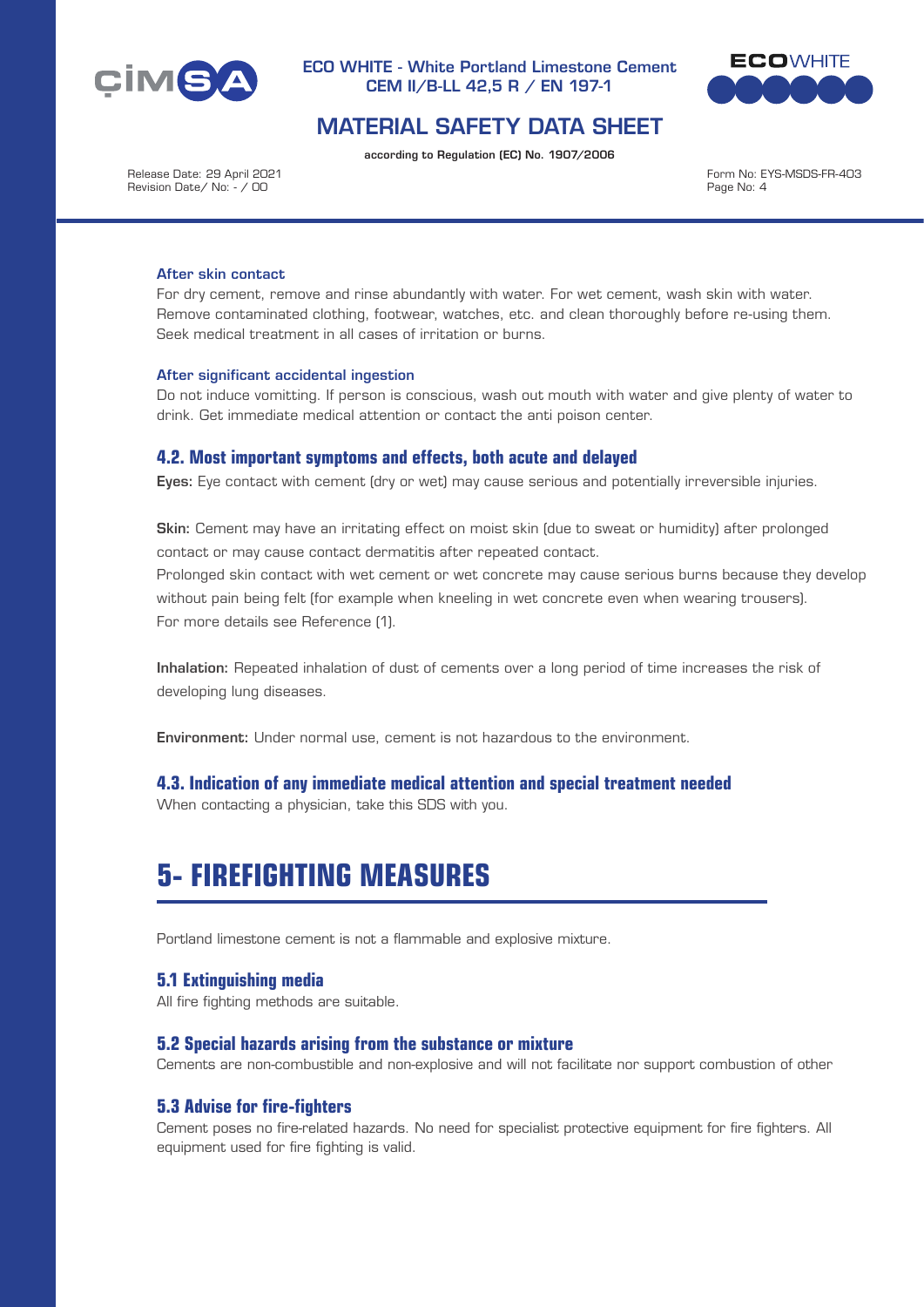### After skin contact

For dry cement, remove and rinse abundantly with water. For wet cement, wash skin with water. Remove contaminated clothing, footwear, watches, etc. and clean thoroughly before re-using them. Seek medical treatment in all cases of irritation or burns.

### After significant accidental ingestion

Do not induce vomitting. If person is conscious, wash out mouth with water and give plenty of water to drink. Get immediate medical attention or contact the anti poison center.

## 4.2. Most important symptoms and effects, both acute and delayed

**Eyes:** Eye contact with cement (dry or wet) may cause serious and potentially irreversible injuries.

**Skin:** Cement may have an irritating effect on moist skin (due to sweat or humidity) after prolonged contact or may cause contact dermatitis after repeated contact.
Prolonged skin contact with wet cement or wet concrete may cause serious burns because they develop without pain being felt (for example when kneeling in wet concrete even when wearing trousers).
For more details see Reference (1).

**Inhalation:** Repeated inhalation of dust of cements over a long period of time increases the risk of developing lung diseases.

**Environment:** Under normal use, cement is not hazardous to the environment.

## 4.3. Indication of any immediate medical attention and special treatment needed

When contacting a physician, take this SDS with you.

# 5- FIREFIGHTING MEASURES

Portland limestone cement is not a flammable and explosive mixture.

## 5.1 Extinguishing media

All fire fighting methods are suitable.

## 5.2 Special hazards arising from the substance or mixture

Cements are non-combustible and non-explosive and will not facilitate nor support combustion of other

## 5.3 Advise for fire-fighters

Cement poses no fire-related hazards. No need for specialist protective equipment for fire fighters. All equipment used for fire fighting is valid.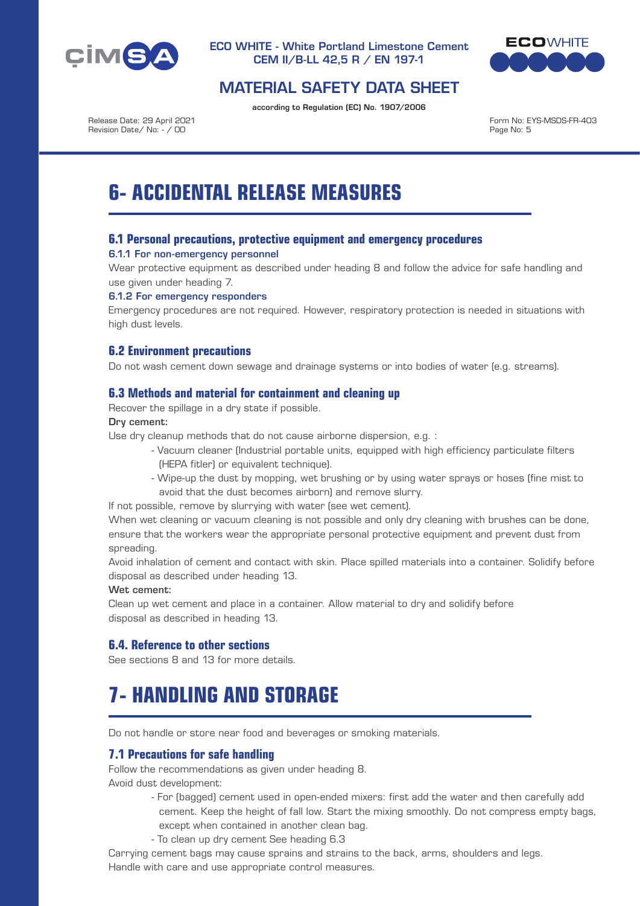# 6- ACCIDENTAL RELEASE MEASURES

## 6.1 Personal precautions, protective equipment and emergency procedures

### 6.1.1 For non-emergency personnel

Wear protective equipment as described under heading 8 and follow the advice for safe handling and use given under heading 7.

### 6.1.2 For emergency responders

Emergency procedures are not required. However, respiratory protection is needed in situations with high dust levels.

## 6.2 Environment precautions

Do not wash cement down sewage and drainage systems or into bodies of water (e.g. streams).

## 6.3 Methods and material for containment and cleaning up

Recover the spillage in a dry state if possible.

**Dry cement:**

Use dry cleanup methods that do not cause airborne dispersion, e.g. :

- Vacuum cleaner (Industrial portable units, equipped with high efficiency particulate filters (HEPA fitler) or equivalent technique).
- Wipe-up the dust by mopping, wet brushing or by using water sprays or hoses (fine mist to avoid that the dust becomes airborn) and remove slurry.

If not possible, remove by slurrying with water (see wet cement).

When wet cleaning or vacuum cleaning is not possible and only dry cleaning with brushes can be done, ensure that the workers wear the appropriate personal protective equipment and prevent dust from spreading.

Avoid inhalation of cement and contact with skin. Place spilled materials into a container. Solidify before disposal as described under heading 13.

**Wet cement:**

Clean up wet cement and place in a container. Allow material to dry and solidify before disposal as described in heading 13.

## 6.4. Reference to other sections

See sections 8 and 13 for more details.

# 7- HANDLING AND STORAGE

Do not handle or store near food and beverages or smoking materials.

## 7.1 Precautions for safe handling

Follow the recommendations as given under heading 8.

Avoid dust development:

- For (bagged) cement used in open-ended mixers: first add the water and then carefully add cement. Keep the height of fall low. Start the mixing smoothly. Do not compress empty bags, except when contained in another clean bag.
- To clean up dry cement See heading 6.3

Carrying cement bags may cause sprains and strains to the back, arms, shoulders and legs. Handle with care and use appropriate control measures.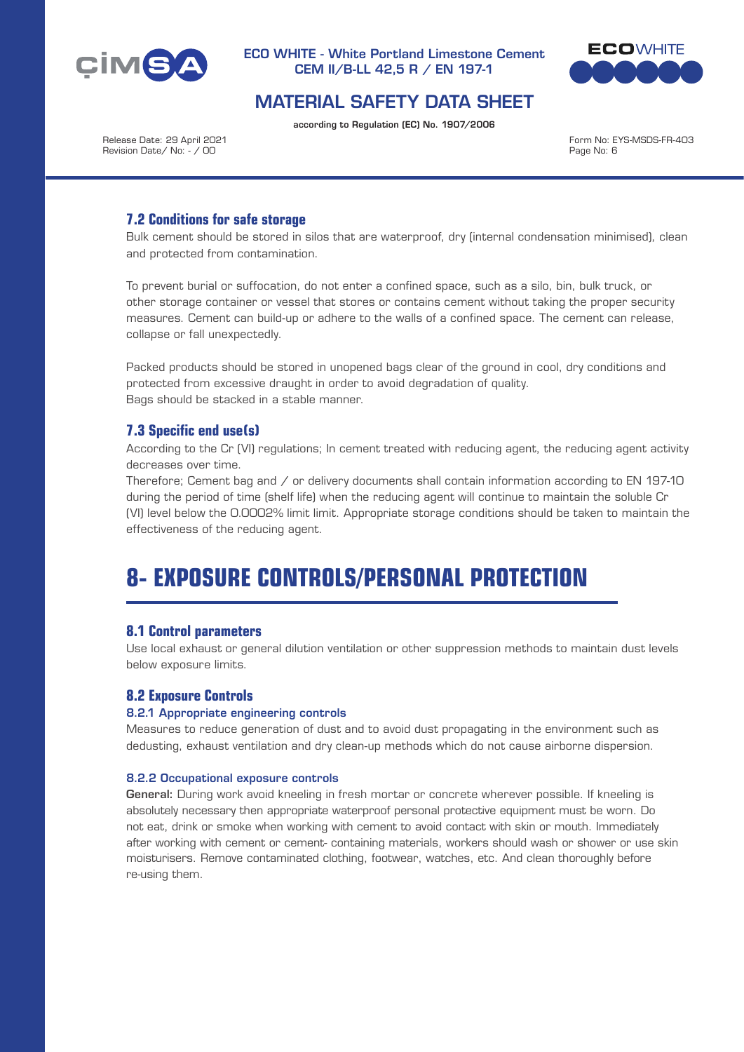### 7.2 Conditions for safe storage

Bulk cement should be stored in silos that are waterproof, dry (internal condensation minimised), clean and protected from contamination.

To prevent burial or suffocation, do not enter a confined space, such as a silo, bin, bulk truck, or other storage container or vessel that stores or contains cement without taking the proper security measures. Cement can build-up or adhere to the walls of a confined space. The cement can release, collapse or fall unexpectedly.

Packed products should be stored in unopened bags clear of the ground in cool, dry conditions and protected from excessive draught in order to avoid degradation of quality.
Bags should be stacked in a stable manner.

### 7.3 Specific end use(s)

According to the Cr (VI) regulations; In cement treated with reducing agent, the reducing agent activity decreases over time.
Therefore; Cement bag and / or delivery documents shall contain information according to EN 197-10 during the period of time (shelf life) when the reducing agent will continue to maintain the soluble Cr (VI) level below the 0.0002% limit limit. Appropriate storage conditions should be taken to maintain the effectiveness of the reducing agent.

# 8- EXPOSURE CONTROLS/PERSONAL PROTECTION

### 8.1 Control parameters

Use local exhaust or general dilution ventilation or other suppression methods to maintain dust levels below exposure limits.

### 8.2 Exposure Controls

#### 8.2.1 Appropriate engineering controls

Measures to reduce generation of dust and to avoid dust propagating in the environment such as dedusting, exhaust ventilation and dry clean-up methods which do not cause airborne dispersion.

#### 8.2.2 Occupational exposure controls

**General:** During work avoid kneeling in fresh mortar or concrete wherever possible. If kneeling is absolutely necessary then appropriate waterproof personal protective equipment must be worn. Do not eat, drink or smoke when working with cement to avoid contact with skin or mouth. Immediately after working with cement or cement- containing materials, workers should wash or shower or use skin moisturisers. Remove contaminated clothing, footwear, watches, etc. And clean thoroughly before re-using them.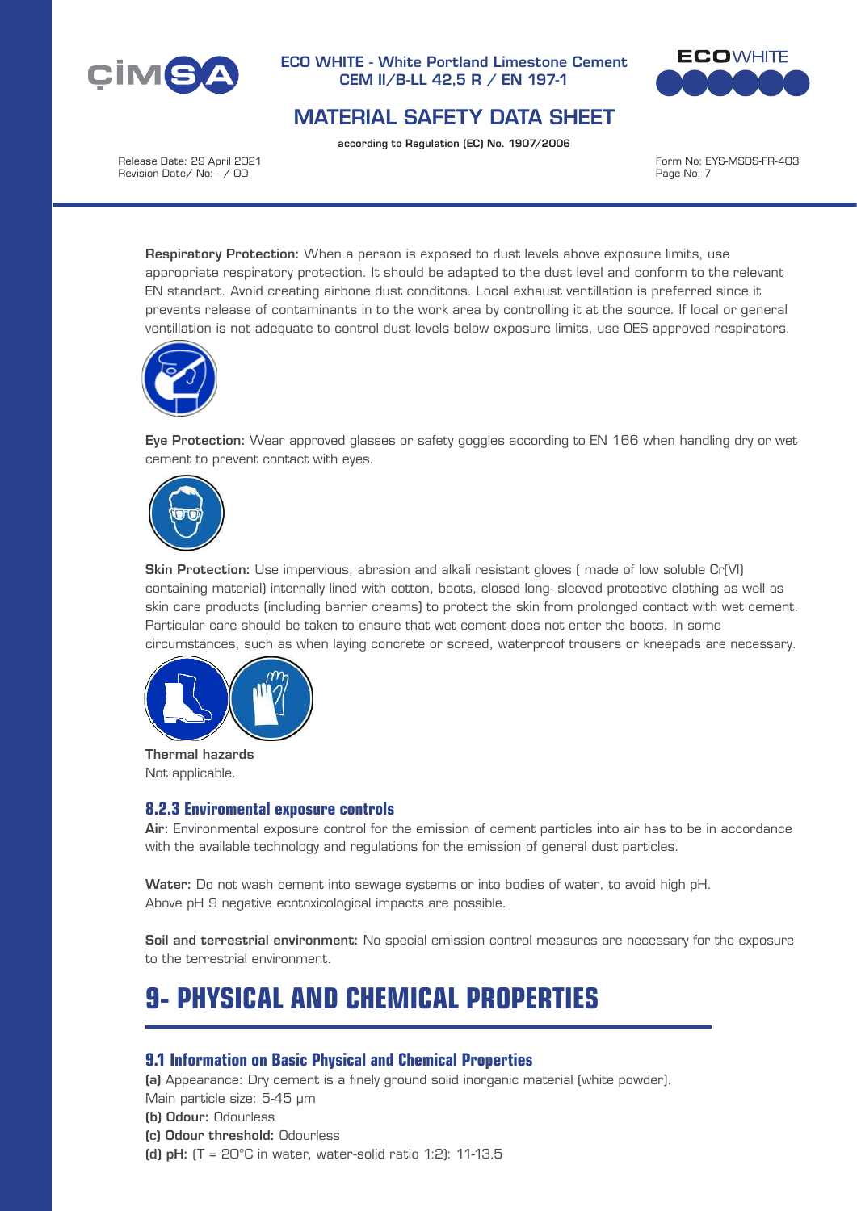**Respiratory Protection:** When a person is exposed to dust levels above exposure limits, use appropriate respiratory protection. It should be adapted to the dust level and conform to the relevant EN standart. Avoid creating airbone dust conditons. Local exhaust ventillation is preferred since it prevents release of contaminants in to the work area by controlling it at the source. If local or general ventillation is not adequate to control dust levels below exposure limits, use OES approved respirators.

**Eye Protection:** Wear approved glasses or safety goggles according to EN 166 when handling dry or wet cement to prevent contact with eyes.

**Skin Protection:** Use impervious, abrasion and alkali resistant gloves ( made of low soluble Cr(VI) containing material) internally lined with cotton, boots, closed long- sleeved protective clothing as well as skin care products (including barrier creams) to protect the skin from prolonged contact with wet cement. Particular care should be taken to ensure that wet cement does not enter the boots. In some circumstances, such as when laying concrete or screed, waterproof trousers or kneepads are necessary.

**Thermal hazards**
Not applicable.

### 8.2.3 Enviromental exposure controls

**Air:** Environmental exposure control for the emission of cement particles into air has to be in accordance with the available technology and regulations for the emission of general dust particles.

**Water:** Do not wash cement into sewage systems or into bodies of water, to avoid high pH. Above pH 9 negative ecotoxicological impacts are possible.

**Soil and terrestrial environment:** No special emission control measures are necessary for the exposure to the terrestrial environment.

# 9- PHYSICAL AND CHEMICAL PROPERTIES

### 9.1 Information on Basic Physical and Chemical Properties

**(a)** Appearance: Dry cement is a finely ground solid inorganic material (white powder).
Main particle size: 5-45 μm
**(b) Odour:** Odourless
**(c) Odour threshold:** Odourless
**(d) pH:** (T = 20°C in water, water-solid ratio 1:2): 11-13.5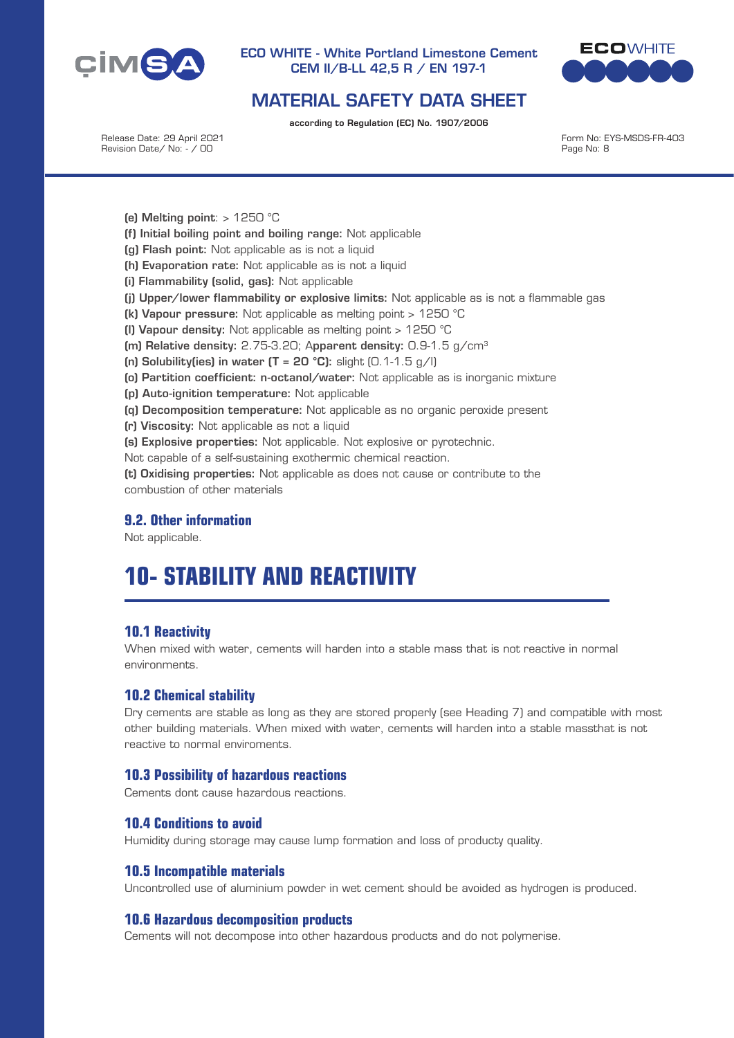**(e) Melting point**: > 1250 °C
**(f) Initial boiling point and boiling range:** Not applicable
**(g) Flash point:** Not applicable as is not a liquid
**(h) Evaporation rate:** Not applicable as is not a liquid
**(i) Flammability (solid, gas):** Not applicable
**(j) Upper/lower flammability or explosive limits:** Not applicable as is not a flammable gas
**(k) Vapour pressure:** Not applicable as melting point > 1250 °C
**(l) Vapour density:** Not applicable as melting point > 1250 °C
**(m) Relative density:** 2.75-3.20; A**pparent density:** 0.9-1.5 g/cm$^3$
**(n) Solubility(ies) in water (T = 20 °C):** slight (0.1-1.5 g/l)
**(o) Partition coefficient: n-octanol/water:** Not applicable as is inorganic mixture
**(p) Auto-ignition temperature:** Not applicable
**(q) Decomposition temperature:** Not applicable as no organic peroxide present
**(r) Viscosity:** Not applicable as not a liquid
**(s) Explosive properties:** Not applicable. Not explosive or pyrotechnic.
Not capable of a self-sustaining exothermic chemical reaction.
**(t) Oxidising properties:** Not applicable as does not cause or contribute to the combustion of other materials

### 9.2. Other information

Not applicable.

## 10- STABILITY AND REACTIVITY

### 10.1 Reactivity

When mixed with water, cements will harden into a stable mass that is not reactive in normal environments.

### 10.2 Chemical stability

Dry cements are stable as long as they are stored properly (see Heading 7) and compatible with most other building materials. When mixed with water, cements will harden into a stable massthat is not reactive to normal enviroments.

### 10.3 Possibility of hazardous reactions

Cements dont cause hazardous reactions.

### 10.4 Conditions to avoid

Humidity during storage may cause lump formation and loss of producty quality.

### 10.5 Incompatible materials

Uncontrolled use of aluminium powder in wet cement should be avoided as hydrogen is produced.

### 10.6 Hazardous decomposition products

Cements will not decompose into other hazardous products and do not polymerise.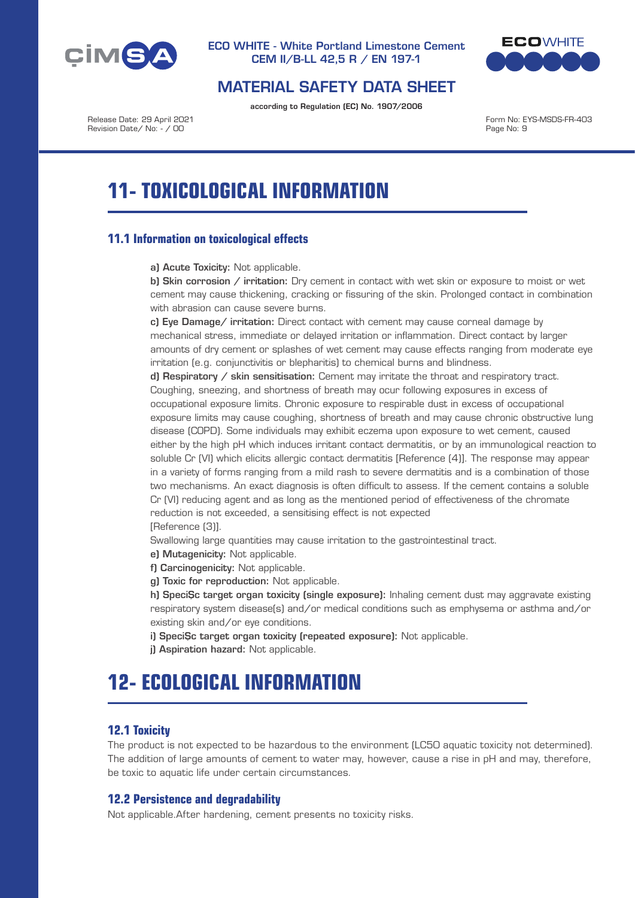# 11- TOXICOLOGICAL INFORMATION

## 11.1 Information on toxicological effects

**a) Acute Toxicity:** Not applicable.

**b) Skin corrosion / irritation:** Dry cement in contact with wet skin or exposure to moist or wet cement may cause thickening, cracking or fissuring of the skin. Prolonged contact in combination with abrasion can cause severe burns.

**c) Eye Damage/ irritation:** Direct contact with cement may cause corneal damage by mechanical stress, immediate or delayed irritation or inflammation. Direct contact by larger amounts of dry cement or splashes of wet cement may cause effects ranging from moderate eye irritation (e.g. conjunctivitis or blepharitis) to chemical burns and blindness.

**d) Respiratory / skin sensitisation:** Cement may irritate the throat and respiratory tract. Coughing, sneezing, and shortness of breath may ocur following exposures in excess of occupational exposure limits. Chronic exposure to respirable dust in excess of occupational exposure limits may cause coughing, shortness of breath and may cause chronic obstructive lung disease (COPD). Some individuals may exhibit eczema upon exposure to wet cement, caused either by the high pH which induces irritant contact dermatitis, or by an immunological reaction to soluble Cr (VI) which elicits allergic contact dermatitis [Reference (4)]. The response may appear in a variety of forms ranging from a mild rash to severe dermatitis and is a combination of those two mechanisms. An exact diagnosis is often difficult to assess. If the cement contains a soluble Cr (VI) reducing agent and as long as the mentioned period of effectiveness of the chromate reduction is not exceeded, a sensitising effect is not expected [Reference (3)].

Swallowing large quantities may cause irritation to the gastrointestinal tract.

**e) Mutagenicity:** Not applicable.

**f) Carcinogenicity:** Not applicable.

**g) Toxic for reproduction:** Not applicable.

**h) SpeciȘc target organ toxicity (single exposure):** Inhaling cement dust may aggravate existing respiratory system disease(s) and/or medical conditions such as emphysema or asthma and/or existing skin and/or eye conditions.

**i) SpeciȘc target organ toxicity (repeated exposure):** Not applicable.

**j) Aspiration hazard:** Not applicable.

# 12- ECOLOGICAL INFORMATION

## 12.1 Toxicity

The product is not expected to be hazardous to the environment (LC50 aquatic toxicity not determined). The addition of large amounts of cement to water may, however, cause a rise in pH and may, therefore, be toxic to aquatic life under certain circumstances.

## 12.2 Persistence and degradability

Not applicable.After hardening, cement presents no toxicity risks.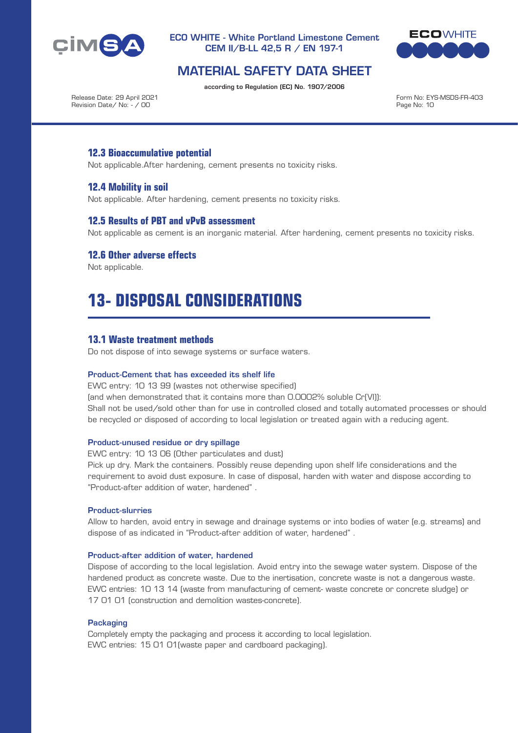### 12.3 Bioaccumulative potential

Not applicable.After hardening, cement presents no toxicity risks.

### 12.4 Mobility in soil

Not applicable. After hardening, cement presents no toxicity risks.

### 12.5 Results of PBT and vPvB assessment

Not applicable as cement is an inorganic material. After hardening, cement presents no toxicity risks.

### 12.6 Other adverse effects

Not applicable.

## 13- DISPOSAL CONSIDERATIONS

### 13.1 Waste treatment methods

Do not dispose of into sewage systems or surface waters.

#### Product-Cement that has exceeded its shelf life

EWC entry: 10 13 99 (wastes not otherwise specified)
(and when demonstrated that it contains more than 0.0002% soluble Cr(VI)):
Shall not be used/sold other than for use in controlled closed and totally automated processes or should be recycled or disposed of according to local legislation or treated again with a reducing agent.

#### Product-unused residue or dry spillage

EWC entry: 10 13 06 (Other particulates and dust)
Pick up dry. Mark the containers. Possibly reuse depending upon shelf life considerations and the requirement to avoid dust exposure. In case of disposal, harden with water and dispose according to "Product-after addition of water, hardened" .

#### Product-slurries

Allow to harden, avoid entry in sewage and drainage systems or into bodies of water (e.g. streams) and dispose of as indicated in "Product-after addition of water, hardened" .

#### Product-after addition of water, hardened

Dispose of according to the local legislation. Avoid entry into the sewage water system. Dispose of the hardened product as concrete waste. Due to the inertisation, concrete waste is not a dangerous waste. EWC entries: 10 13 14 (waste from manufacturing of cement- waste concrete or concrete sludge) or 17 01 01 (construction and demolition wastes-concrete).

#### Packaging

Completely empty the packaging and process it according to local legislation.
EWC entries: 15 01 01(waste paper and cardboard packaging).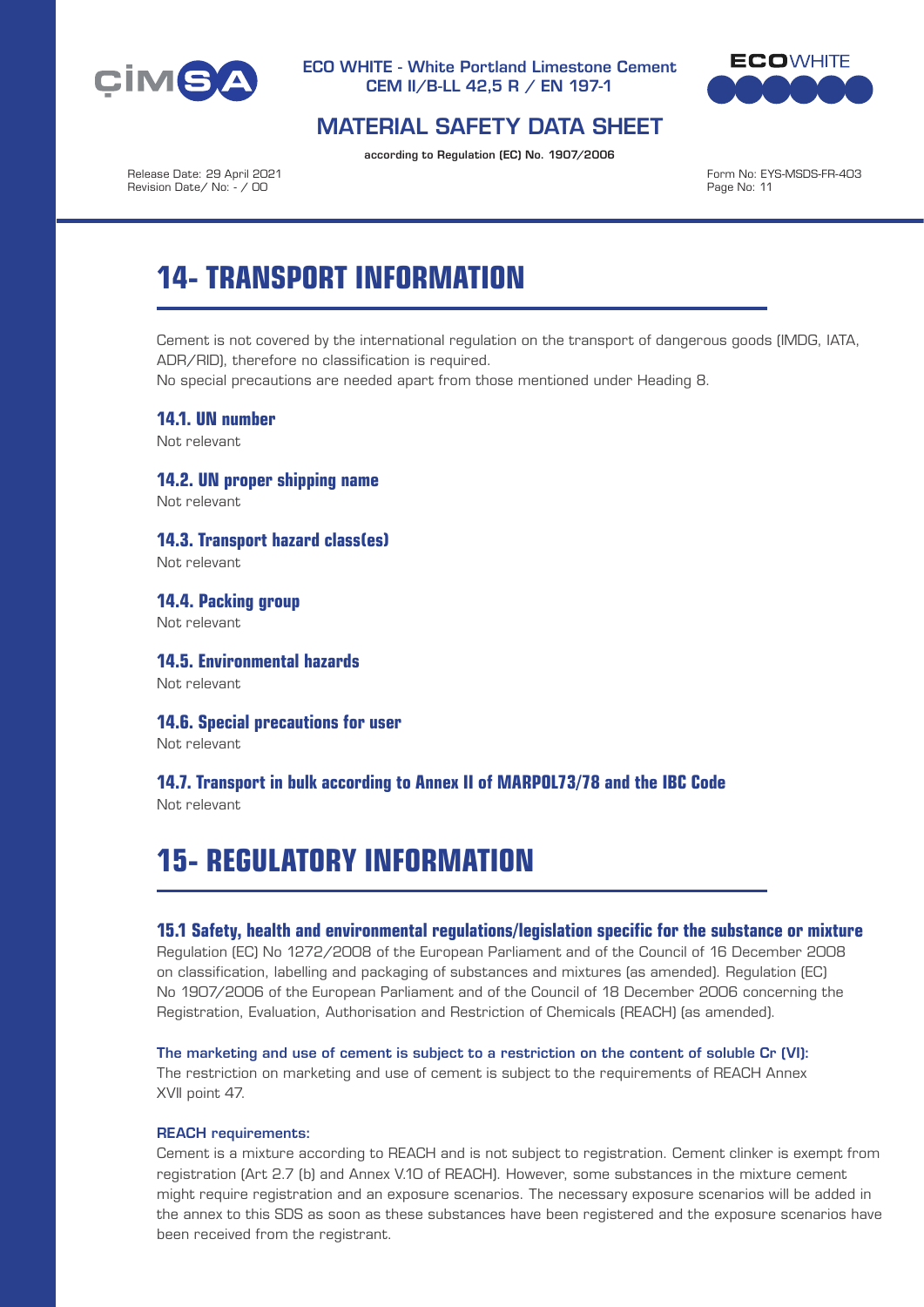# 14- TRANSPORT INFORMATION

Cement is not covered by the international regulation on the transport of dangerous goods (IMDG, IATA, ADR/RID), therefore no classification is required.
No special precautions are needed apart from those mentioned under Heading 8.

### 14.1. UN number

Not relevant

### 14.2. UN proper shipping name

Not relevant

### 14.3. Transport hazard class(es)

Not relevant

### 14.4. Packing group

Not relevant

### 14.5. Environmental hazards

Not relevant

### 14.6. Special precautions for user

Not relevant

### 14.7. Transport in bulk according to Annex II of MARPOL73/78 and the IBC Code

Not relevant

# 15- REGULATORY INFORMATION

### 15.1 Safety, health and environmental regulations/legislation specific for the substance or mixture

Regulation (EC) No 1272/2008 of the European Parliament and of the Council of 16 December 2008 on classification, labelling and packaging of substances and mixtures (as amended). Regulation (EC) No 1907/2006 of the European Parliament and of the Council of 18 December 2006 concerning the Registration, Evaluation, Authorisation and Restriction of Chemicals (REACH) (as amended).

**The marketing and use of cement is subject to a restriction on the content of soluble Cr (VI):**
The restriction on marketing and use of cement is subject to the requirements of REACH Annex XVII point 47.

**REACH requirements:**

Cement is a mixture according to REACH and is not subject to registration. Cement clinker is exempt from registration (Art 2.7 (b) and Annex V.10 of REACH). However, some substances in the mixture cement might require registration and an exposure scenarios. The necessary exposure scenarios will be added in the annex to this SDS as soon as these substances have been registered and the exposure scenarios have been received from the registrant.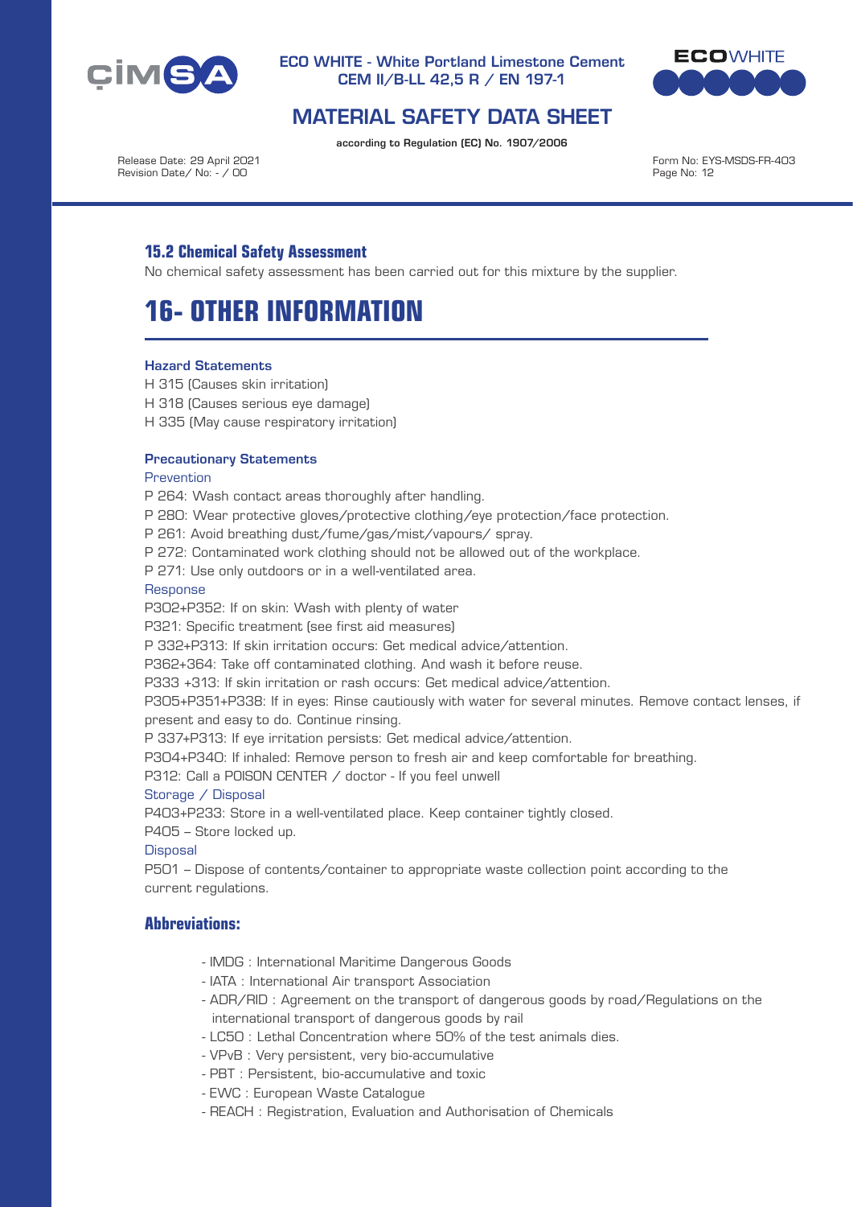### 15.2 Chemical Safety Assessment

No chemical safety assessment has been carried out for this mixture by the supplier.

# 16- OTHER INFORMATION

**Hazard Statements**

H 315 (Causes skin irritation)
H 318 (Causes serious eye damage)
H 335 (May cause respiratory irritation)

**Precautionary Statements**

Prevention

P 264: Wash contact areas thoroughly after handling.
P 280: Wear protective gloves/protective clothing/eye protection/face protection.
P 261: Avoid breathing dust/fume/gas/mist/vapours/ spray.
P 272: Contaminated work clothing should not be allowed out of the workplace.
P 271: Use only outdoors or in a well-ventilated area.

Response

P302+P352: If on skin: Wash with plenty of water
P321: Specific treatment (see first aid measures)
P 332+P313: If skin irritation occurs: Get medical advice/attention.
P362+364: Take off contaminated clothing. And wash it before reuse.
P333 +313: If skin irritation or rash occurs: Get medical advice/attention.
P305+P351+P338: If in eyes: Rinse cautiously with water for several minutes. Remove contact lenses, if present and easy to do. Continue rinsing.
P 337+P313: If eye irritation persists: Get medical advice/attention.
P304+P340: If inhaled: Remove person to fresh air and keep comfortable for breathing.
P312: Call a POISON CENTER / doctor - If you feel unwell

Storage / Disposal

P403+P233: Store in a well-ventilated place. Keep container tightly closed.
P405 – Store locked up.

Disposal

P501 – Dispose of contents/container to appropriate waste collection point according to the current regulations.

### Abbreviations:

- IMDG : International Maritime Dangerous Goods
- IATA : International Air transport Association
- ADR/RID : Agreement on the transport of dangerous goods by road/Regulations on the international transport of dangerous goods by rail
- LC50 : Lethal Concentration where 50% of the test animals dies.
- VPvB : Very persistent, very bio-accumulative
- PBT : Persistent, bio-accumulative and toxic
- EWC : European Waste Catalogue
- REACH : Registration, Evaluation and Authorisation of Chemicals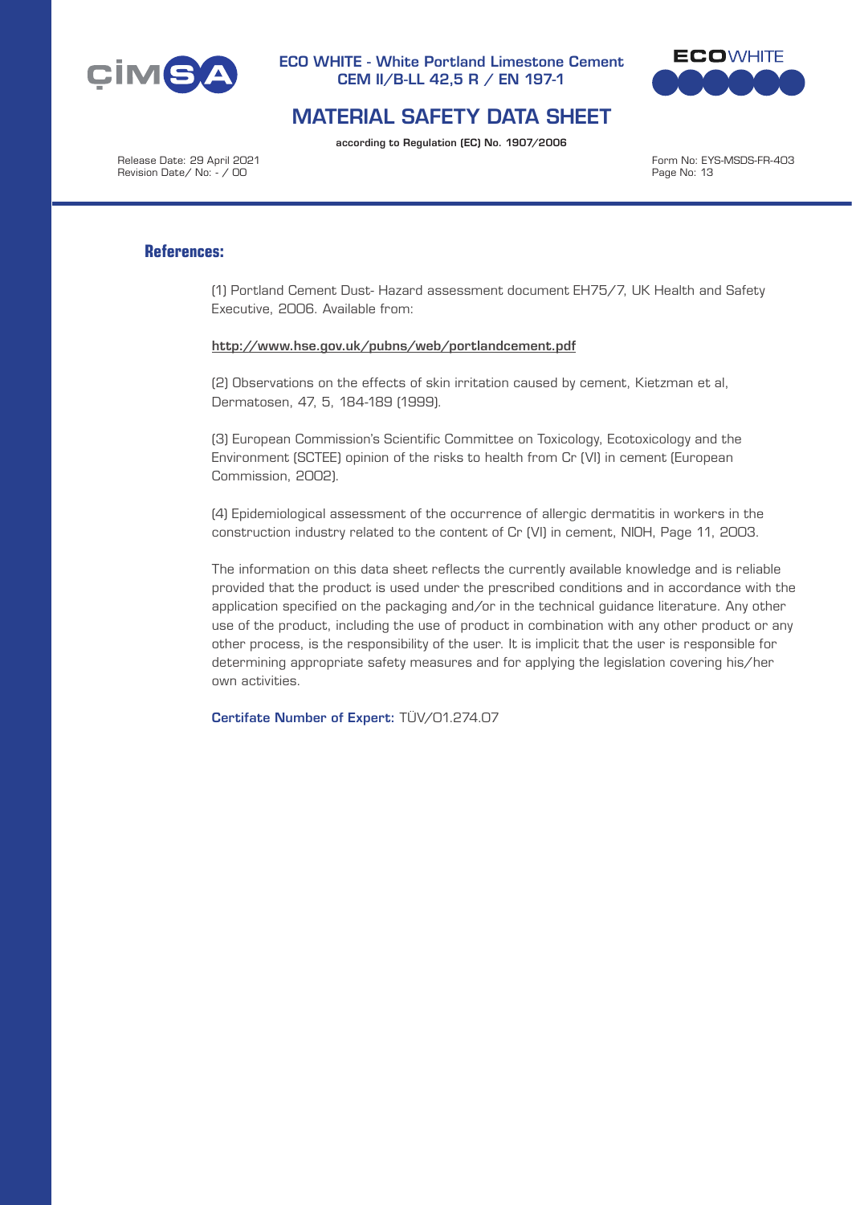## References:

(1) Portland Cement Dust- Hazard assessment document EH75/7, UK Health and Safety Executive, 2006. Available from:

http://www.hse.gov.uk/pubns/web/portlandcement.pdf

(2) Observations on the effects of skin irritation caused by cement, Kietzman et al, Dermatosen, 47, 5, 184-189 (1999).

(3) European Commission's Scientific Committee on Toxicology, Ecotoxicology and the Environment (SCTEE) opinion of the risks to health from Cr (VI) in cement (European Commission, 2002).

(4) Epidemiological assessment of the occurrence of allergic dermatitis in workers in the construction industry related to the content of Cr (VI) in cement, NIOH, Page 11, 2003.

The information on this data sheet reflects the currently available knowledge and is reliable provided that the product is used under the prescribed conditions and in accordance with the application specified on the packaging and/or in the technical guidance literature. Any other use of the product, including the use of product in combination with any other product or any other process, is the responsibility of the user. It is implicit that the user is responsible for determining appropriate safety measures and for applying the legislation covering his/her own activities.

**Certifate Number of Expert:** TÜV/01.274.07